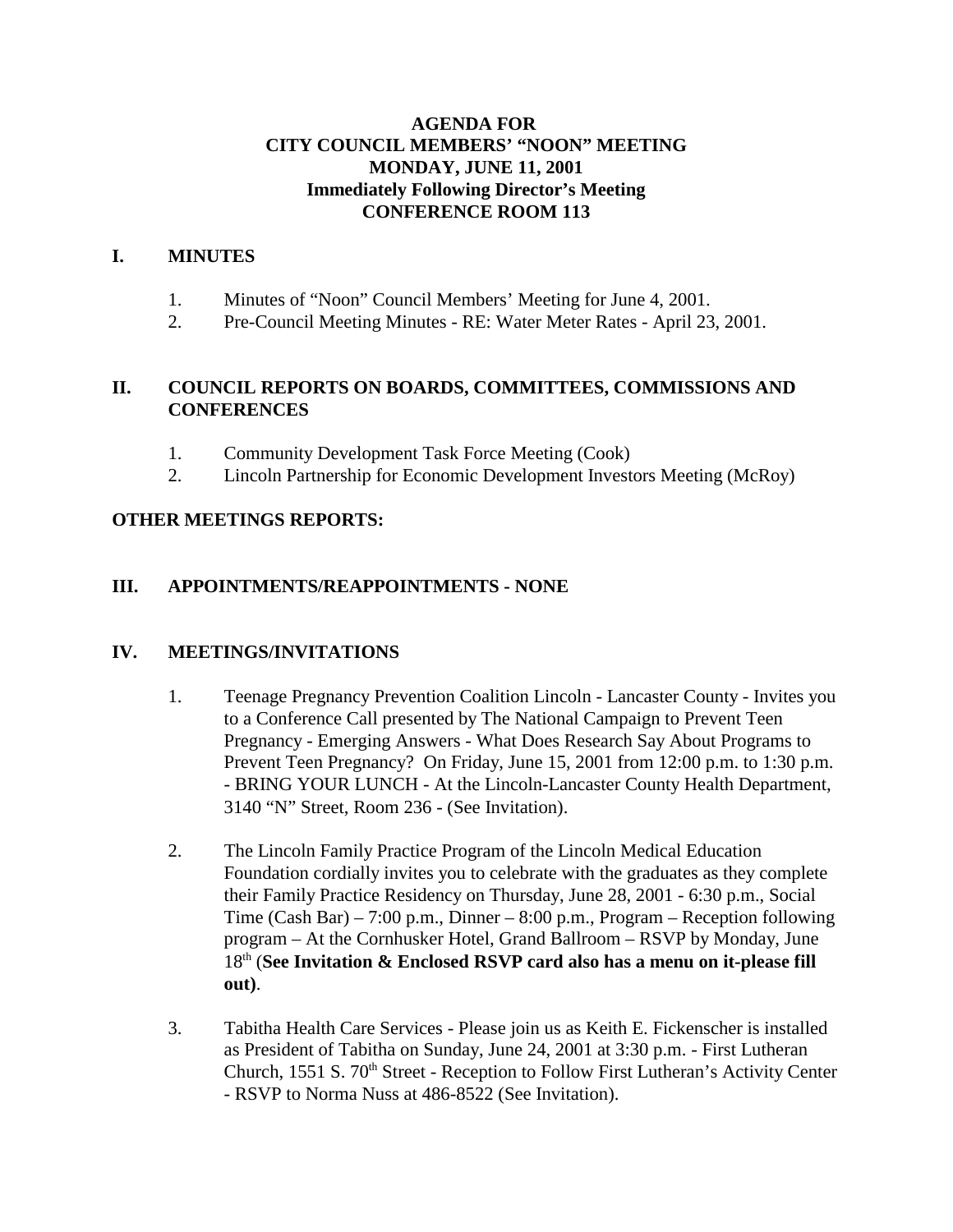# AGENDA FOR
# CITY COUNCIL MEMBERS' "NOON" MEETING
# MONDAY, JUNE 11, 2001
# Immediately Following Director's Meeting
# CONFERENCE ROOM 113

## I. MINUTES

1. Minutes of "Noon" Council Members' Meeting for June 4, 2001.
2. Pre-Council Meeting Minutes - RE: Water Meter Rates - April 23, 2001.

## II. COUNCIL REPORTS ON BOARDS, COMMITTEES, COMMISSIONS AND CONFERENCES

1. Community Development Task Force Meeting (Cook)
2. Lincoln Partnership for Economic Development Investors Meeting (McRoy)

**OTHER MEETINGS REPORTS:**

## III. APPOINTMENTS/REAPPOINTMENTS - NONE

## IV. MEETINGS/INVITATIONS

1. Teenage Pregnancy Prevention Coalition Lincoln - Lancaster County - Invites you to a Conference Call presented by The National Campaign to Prevent Teen Pregnancy - Emerging Answers - What Does Research Say About Programs to Prevent Teen Pregnancy? On Friday, June 15, 2001 from 12:00 p.m. to 1:30 p.m. - BRING YOUR LUNCH - At the Lincoln-Lancaster County Health Department, 3140 "N" Street, Room 236 - (See Invitation).

2. The Lincoln Family Practice Program of the Lincoln Medical Education Foundation cordially invites you to celebrate with the graduates as they complete their Family Practice Residency on Thursday, June 28, 2001 - 6:30 p.m., Social Time (Cash Bar) – 7:00 p.m., Dinner – 8:00 p.m., Program – Reception following program – At the Cornhusker Hotel, Grand Ballroom – RSVP by Monday, June 18th (**See Invitation & Enclosed RSVP card also has a menu on it-please fill out)**.

3. Tabitha Health Care Services - Please join us as Keith E. Fickenscher is installed as President of Tabitha on Sunday, June 24, 2001 at 3:30 p.m. - First Lutheran Church, 1551 S. 70th Street - Reception to Follow First Lutheran's Activity Center - RSVP to Norma Nuss at 486-8522 (See Invitation).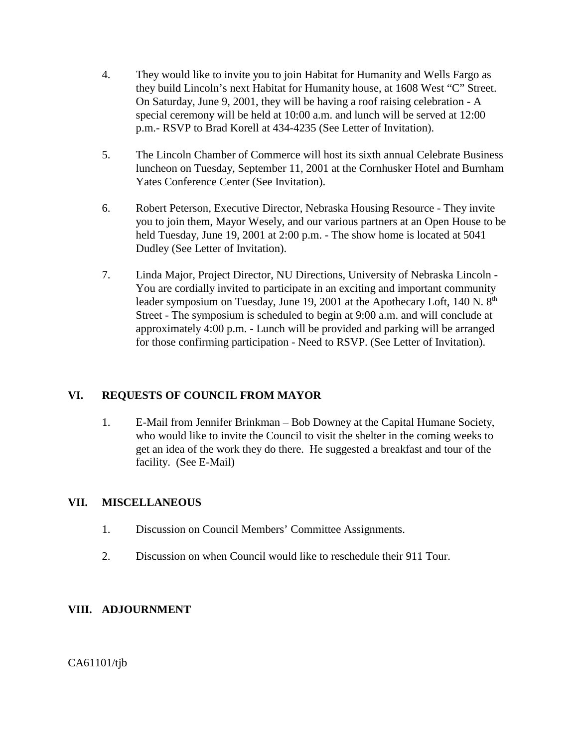4. They would like to invite you to join Habitat for Humanity and Wells Fargo as they build Lincoln's next Habitat for Humanity house, at 1608 West "C" Street. On Saturday, June 9, 2001, they will be having a roof raising celebration - A special ceremony will be held at 10:00 a.m. and lunch will be served at 12:00 p.m.- RSVP to Brad Korell at 434-4235 (See Letter of Invitation).

5. The Lincoln Chamber of Commerce will host its sixth annual Celebrate Business luncheon on Tuesday, September 11, 2001 at the Cornhusker Hotel and Burnham Yates Conference Center (See Invitation).

6. Robert Peterson, Executive Director, Nebraska Housing Resource - They invite you to join them, Mayor Wesely, and our various partners at an Open House to be held Tuesday, June 19, 2001 at 2:00 p.m. - The show home is located at 5041 Dudley (See Letter of Invitation).

7. Linda Major, Project Director, NU Directions, University of Nebraska Lincoln - You are cordially invited to participate in an exciting and important community leader symposium on Tuesday, June 19, 2001 at the Apothecary Loft, 140 N. 8th Street - The symposium is scheduled to begin at 9:00 a.m. and will conclude at approximately 4:00 p.m. - Lunch will be provided and parking will be arranged for those confirming participation - Need to RSVP. (See Letter of Invitation).

## VI. REQUESTS OF COUNCIL FROM MAYOR

1. E-Mail from Jennifer Brinkman – Bob Downey at the Capital Humane Society, who would like to invite the Council to visit the shelter in the coming weeks to get an idea of the work they do there. He suggested a breakfast and tour of the facility. (See E-Mail)

## VII. MISCELLANEOUS

1. Discussion on Council Members' Committee Assignments.

2. Discussion on when Council would like to reschedule their 911 Tour.

## VIII. ADJOURNMENT

CA61101/tjb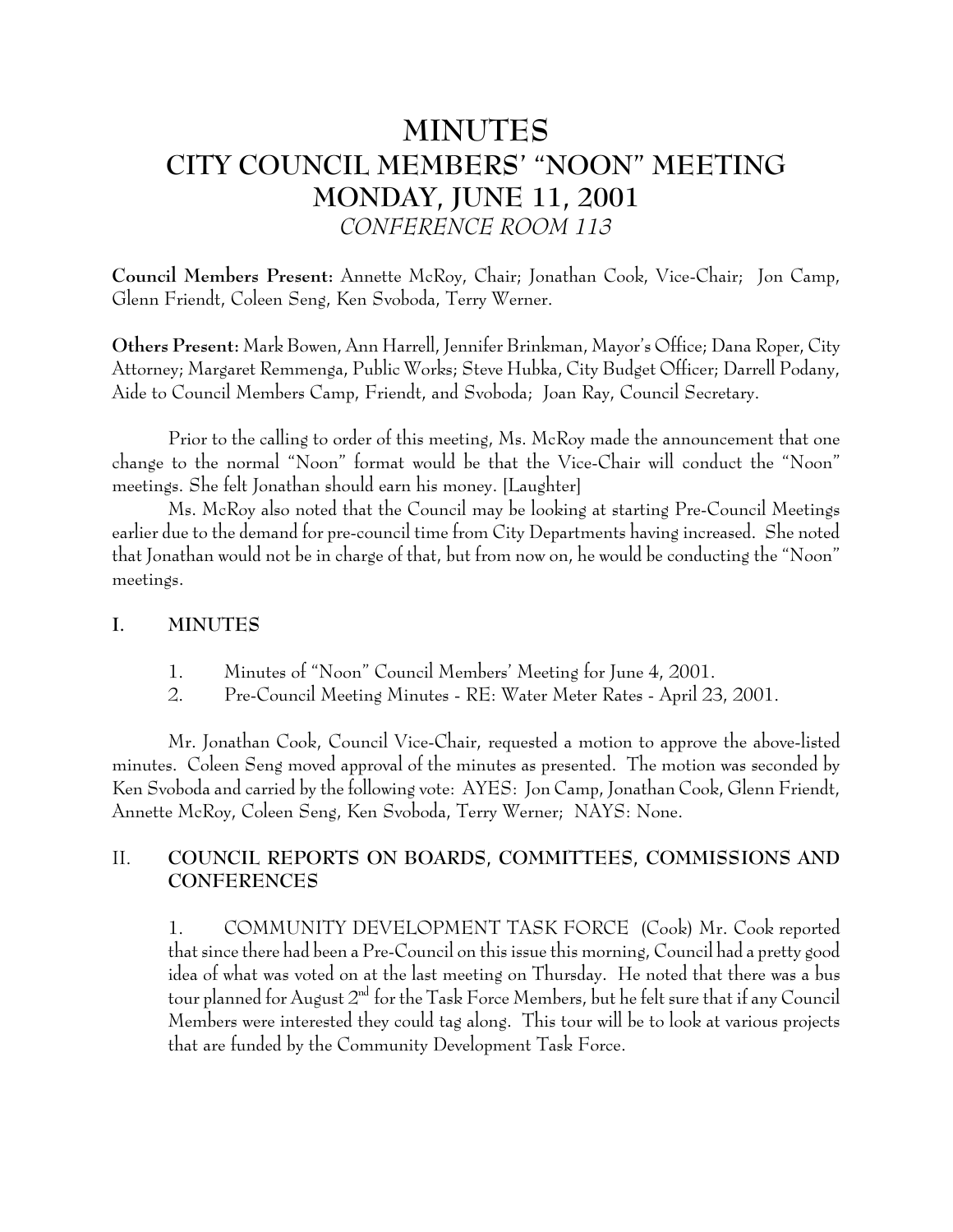# MINUTES
# CITY COUNCIL MEMBERS' "NOON" MEETING
# MONDAY, JUNE 11, 2001
*CONFERENCE ROOM 113*

**Council Members Present:** Annette McRoy, Chair; Jonathan Cook, Vice-Chair; Jon Camp, Glenn Friendt, Coleen Seng, Ken Svoboda, Terry Werner.

**Others Present:** Mark Bowen, Ann Harrell, Jennifer Brinkman, Mayor's Office; Dana Roper, City Attorney; Margaret Remmenga, Public Works; Steve Hubka, City Budget Officer; Darrell Podany, Aide to Council Members Camp, Friendt, and Svoboda; Joan Ray, Council Secretary.

Prior to the calling to order of this meeting, Ms. McRoy made the announcement that one change to the normal "Noon" format would be that the Vice-Chair will conduct the "Noon" meetings. She felt Jonathan should earn his money. [Laughter]

Ms. McRoy also noted that the Council may be looking at starting Pre-Council Meetings earlier due to the demand for pre-council time from City Departments having increased. She noted that Jonathan would not be in charge of that, but from now on, he would be conducting the "Noon" meetings.

## I. MINUTES

1. Minutes of "Noon" Council Members' Meeting for June 4, 2001.
2. Pre-Council Meeting Minutes - RE: Water Meter Rates - April 23, 2001.

Mr. Jonathan Cook, Council Vice-Chair, requested a motion to approve the above-listed minutes. Coleen Seng moved approval of the minutes as presented. The motion was seconded by Ken Svoboda and carried by the following vote: AYES: Jon Camp, Jonathan Cook, Glenn Friendt, Annette McRoy, Coleen Seng, Ken Svoboda, Terry Werner; NAYS: None.

## II. COUNCIL REPORTS ON BOARDS, COMMITTEES, COMMISSIONS AND CONFERENCES

1. COMMUNITY DEVELOPMENT TASK FORCE (Cook) Mr. Cook reported that since there had been a Pre-Council on this issue this morning, Council had a pretty good idea of what was voted on at the last meeting on Thursday. He noted that there was a bus tour planned for August 2nd for the Task Force Members, but he felt sure that if any Council Members were interested they could tag along. This tour will be to look at various projects that are funded by the Community Development Task Force.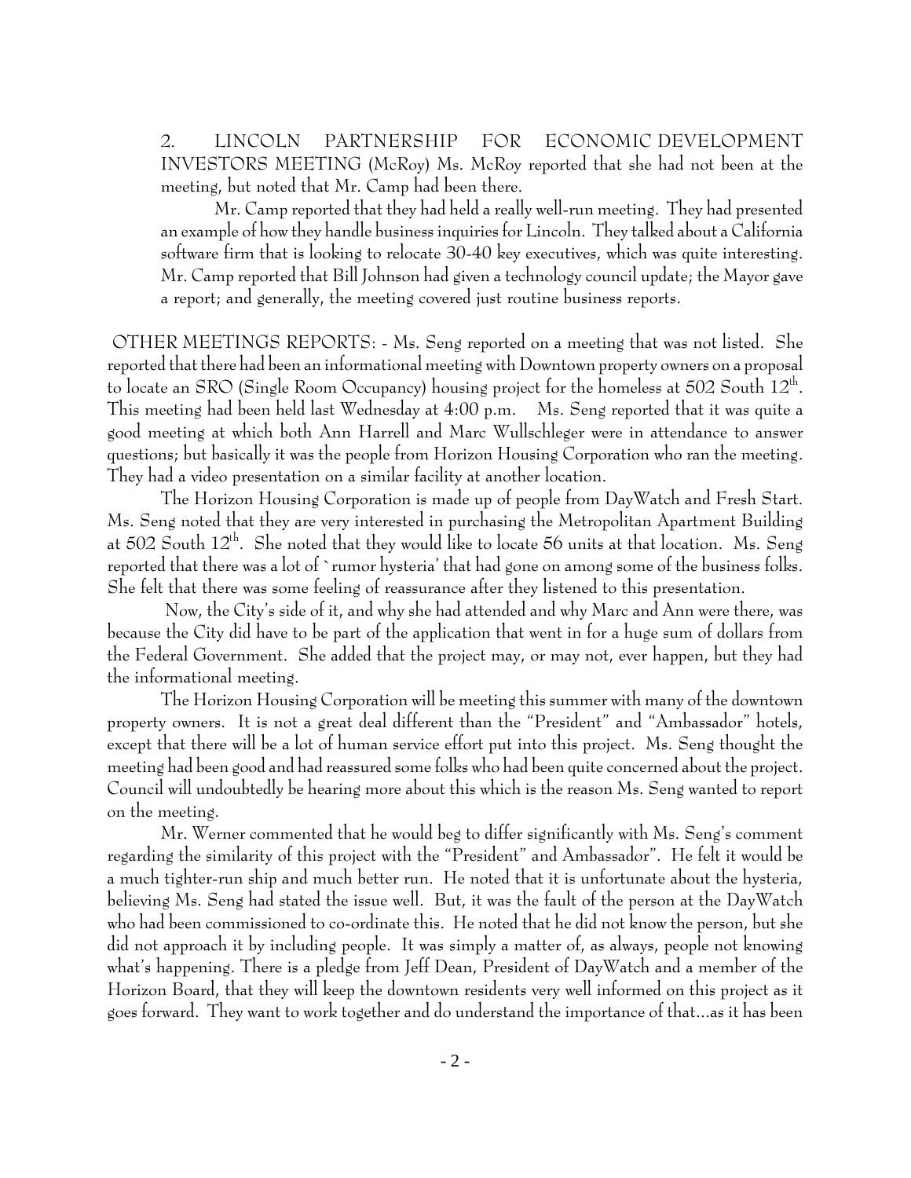2. LINCOLN PARTNERSHIP FOR ECONOMIC DEVELOPMENT INVESTORS MEETING (McRoy) Ms. McRoy reported that she had not been at the meeting, but noted that Mr. Camp had been there.

Mr. Camp reported that they had held a really well-run meeting. They had presented an example of how they handle business inquiries for Lincoln. They talked about a California software firm that is looking to relocate 30-40 key executives, which was quite interesting. Mr. Camp reported that Bill Johnson had given a technology council update; the Mayor gave a report; and generally, the meeting covered just routine business reports.

OTHER MEETINGS REPORTS: - Ms. Seng reported on a meeting that was not listed. She reported that there had been an informational meeting with Downtown property owners on a proposal to locate an SRO (Single Room Occupancy) housing project for the homeless at 502 South 12th. This meeting had been held last Wednesday at 4:00 p.m. Ms. Seng reported that it was quite a good meeting at which both Ann Harrell and Marc Wullschleger were in attendance to answer questions; but basically it was the people from Horizon Housing Corporation who ran the meeting. They had a video presentation on a similar facility at another location.

The Horizon Housing Corporation is made up of people from DayWatch and Fresh Start. Ms. Seng noted that they are very interested in purchasing the Metropolitan Apartment Building at 502 South 12th. She noted that they would like to locate 56 units at that location. Ms. Seng reported that there was a lot of `rumor hysteria' that had gone on among some of the business folks. She felt that there was some feeling of reassurance after they listened to this presentation.

Now, the City's side of it, and why she had attended and why Marc and Ann were there, was because the City did have to be part of the application that went in for a huge sum of dollars from the Federal Government. She added that the project may, or may not, ever happen, but they had the informational meeting.

The Horizon Housing Corporation will be meeting this summer with many of the downtown property owners. It is not a great deal different than the "President" and "Ambassador" hotels, except that there will be a lot of human service effort put into this project. Ms. Seng thought the meeting had been good and had reassured some folks who had been quite concerned about the project. Council will undoubtedly be hearing more about this which is the reason Ms. Seng wanted to report on the meeting.

Mr. Werner commented that he would beg to differ significantly with Ms. Seng's comment regarding the similarity of this project with the "President" and Ambassador". He felt it would be a much tighter-run ship and much better run. He noted that it is unfortunate about the hysteria, believing Ms. Seng had stated the issue well. But, it was the fault of the person at the DayWatch who had been commissioned to co-ordinate this. He noted that he did not know the person, but she did not approach it by including people. It was simply a matter of, as always, people not knowing what's happening. There is a pledge from Jeff Dean, President of DayWatch and a member of the Horizon Board, that they will keep the downtown residents very well informed on this project as it goes forward. They want to work together and do understand the importance of that...as it has been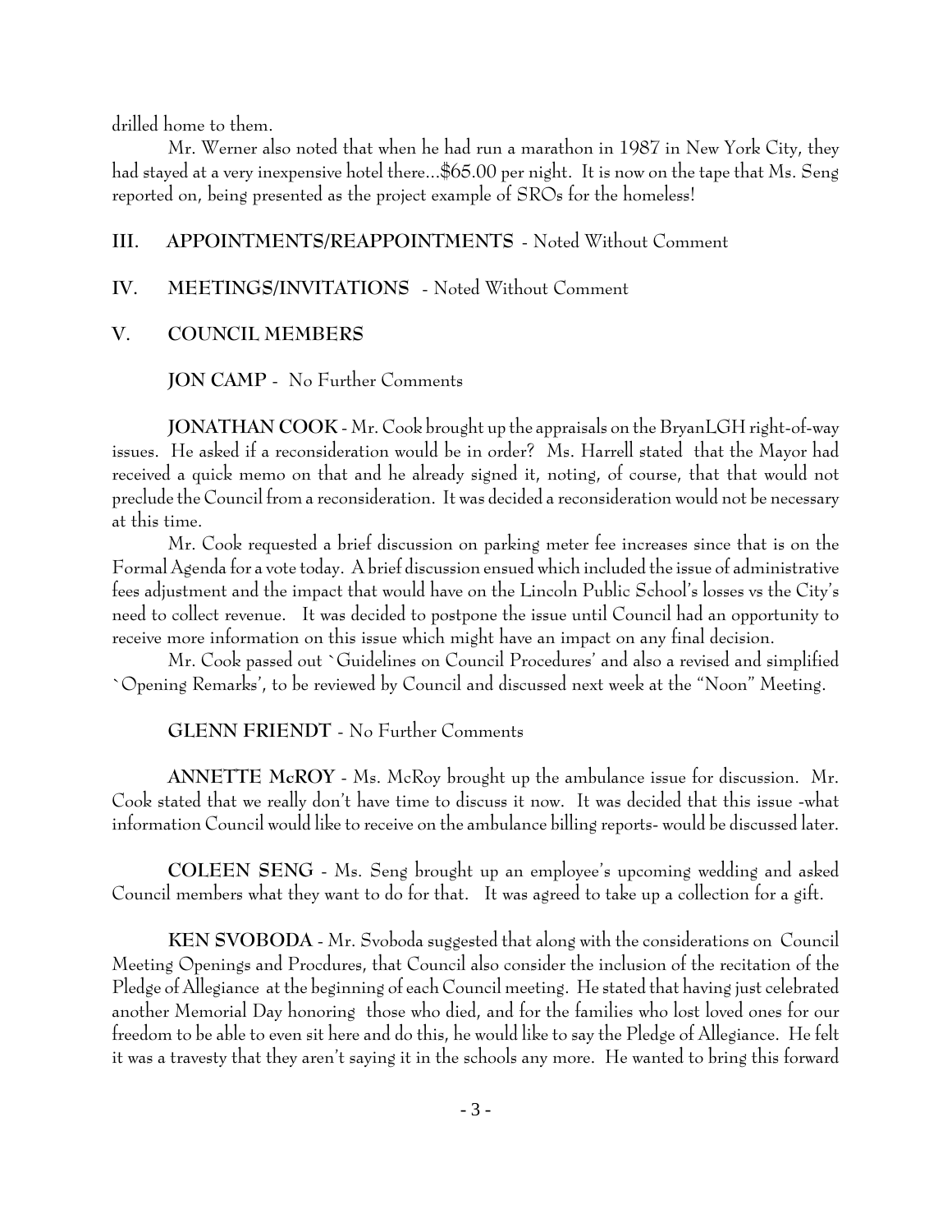drilled home to them.

Mr. Werner also noted that when he had run a marathon in 1987 in New York City, they had stayed at a very inexpensive hotel there...$65.00 per night. It is now on the tape that Ms. Seng reported on, being presented as the project example of SROs for the homeless!

**III. APPOINTMENTS/REAPPOINTMENTS** - Noted Without Comment

**IV. MEETINGS/INVITATIONS** - Noted Without Comment

**V. COUNCIL MEMBERS**

**JON CAMP** - No Further Comments

**JONATHAN COOK** - Mr. Cook brought up the appraisals on the BryanLGH right-of-way issues. He asked if a reconsideration would be in order? Ms. Harrell stated that the Mayor had received a quick memo on that and he already signed it, noting, of course, that that would not preclude the Council from a reconsideration. It was decided a reconsideration would not be necessary at this time.

Mr. Cook requested a brief discussion on parking meter fee increases since that is on the Formal Agenda for a vote today. A brief discussion ensued which included the issue of administrative fees adjustment and the impact that would have on the Lincoln Public School's losses vs the City's need to collect revenue. It was decided to postpone the issue until Council had an opportunity to receive more information on this issue which might have an impact on any final decision.

Mr. Cook passed out `Guidelines on Council Procedures' and also a revised and simplified `Opening Remarks', to be reviewed by Council and discussed next week at the "Noon" Meeting.

**GLENN FRIENDT** - No Further Comments

**ANNETTE McROY** - Ms. McRoy brought up the ambulance issue for discussion. Mr. Cook stated that we really don't have time to discuss it now. It was decided that this issue -what information Council would like to receive on the ambulance billing reports- would be discussed later.

**COLEEN SENG** - Ms. Seng brought up an employee's upcoming wedding and asked Council members what they want to do for that. It was agreed to take up a collection for a gift.

**KEN SVOBODA** - Mr. Svoboda suggested that along with the considerations on Council Meeting Openings and Procdures, that Council also consider the inclusion of the recitation of the Pledge of Allegiance at the beginning of each Council meeting. He stated that having just celebrated another Memorial Day honoring those who died, and for the families who lost loved ones for our freedom to be able to even sit here and do this, he would like to say the Pledge of Allegiance. He felt it was a travesty that they aren't saying it in the schools any more. He wanted to bring this forward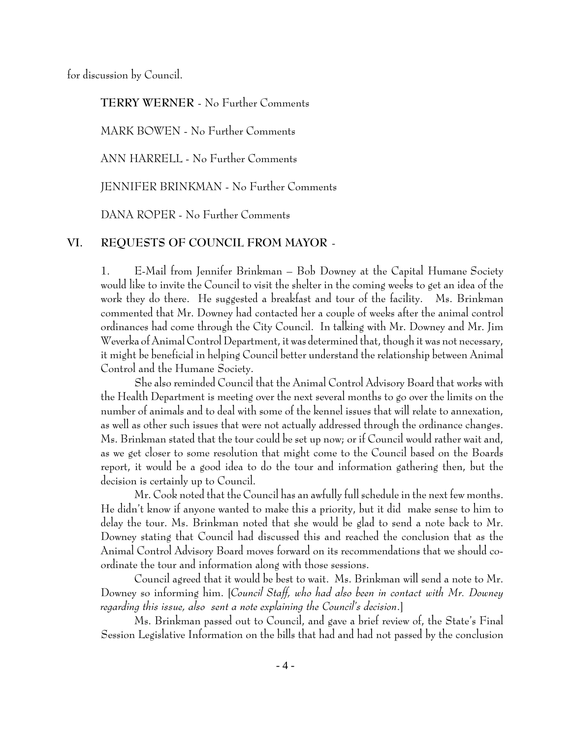for discussion by Council.

**TERRY WERNER** - No Further Comments

MARK BOWEN - No Further Comments

ANN HARRELL - No Further Comments

JENNIFER BRINKMAN - No Further Comments

DANA ROPER - No Further Comments

## VI. REQUESTS OF COUNCIL FROM MAYOR -

1. E-Mail from Jennifer Brinkman – Bob Downey at the Capital Humane Society would like to invite the Council to visit the shelter in the coming weeks to get an idea of the work they do there. He suggested a breakfast and tour of the facility. Ms. Brinkman commented that Mr. Downey had contacted her a couple of weeks after the animal control ordinances had come through the City Council. In talking with Mr. Downey and Mr. Jim Weverka of Animal Control Department, it was determined that, though it was not necessary, it might be beneficial in helping Council better understand the relationship between Animal Control and the Humane Society.

She also reminded Council that the Animal Control Advisory Board that works with the Health Department is meeting over the next several months to go over the limits on the number of animals and to deal with some of the kennel issues that will relate to annexation, as well as other such issues that were not actually addressed through the ordinance changes. Ms. Brinkman stated that the tour could be set up now; or if Council would rather wait and, as we get closer to some resolution that might come to the Council based on the Boards report, it would be a good idea to do the tour and information gathering then, but the decision is certainly up to Council.

Mr. Cook noted that the Council has an awfully full schedule in the next few months. He didn't know if anyone wanted to make this a priority, but it did make sense to him to delay the tour. Ms. Brinkman noted that she would be glad to send a note back to Mr. Downey stating that Council had discussed this and reached the conclusion that as the Animal Control Advisory Board moves forward on its recommendations that we should co-ordinate the tour and information along with those sessions.

Council agreed that it would be best to wait. Ms. Brinkman will send a note to Mr. Downey so informing him. [*Council Staff, who had also been in contact with Mr. Downey regarding this issue, also sent a note explaining the Council's decision*.]

Ms. Brinkman passed out to Council, and gave a brief review of, the State's Final Session Legislative Information on the bills that had and had not passed by the conclusion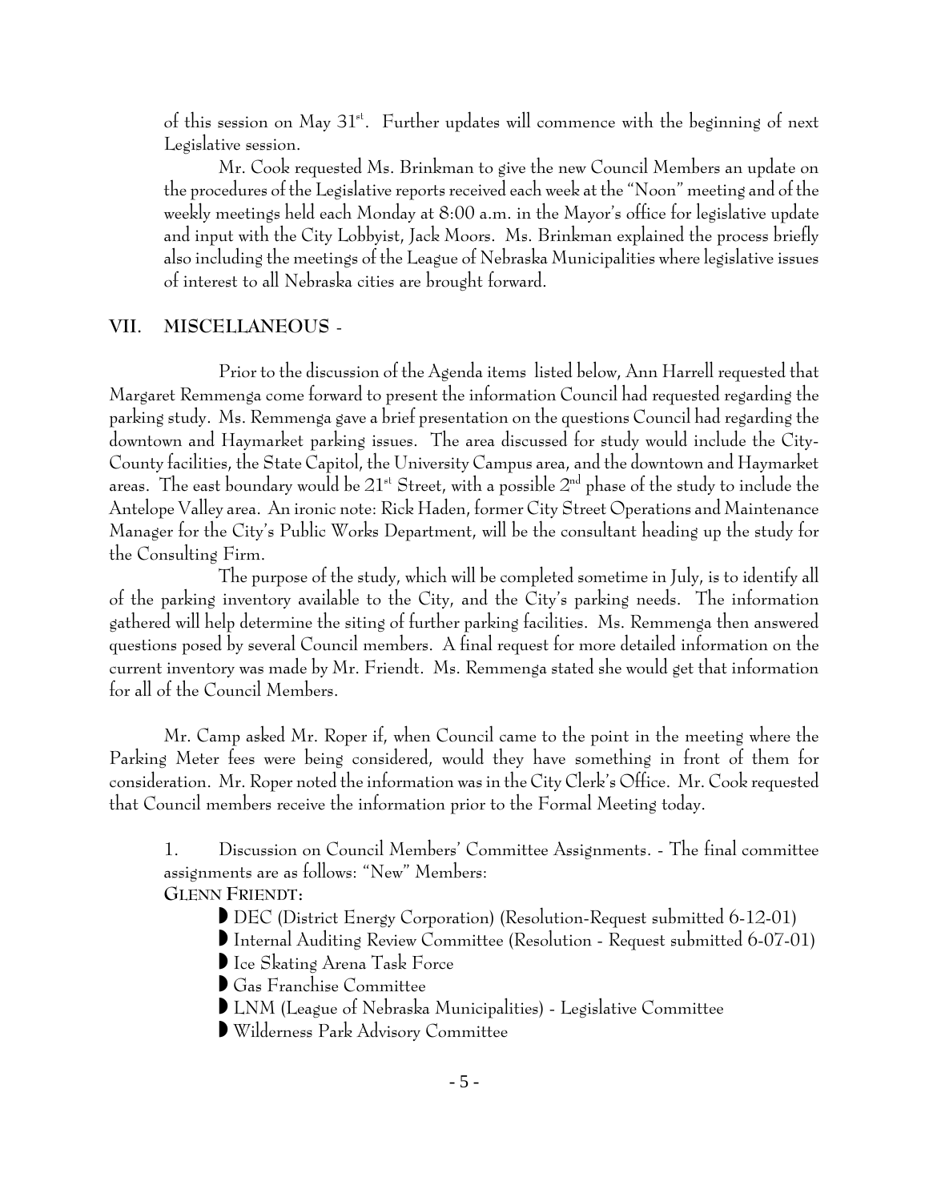of this session on May 31st. Further updates will commence with the beginning of next Legislative session.

Mr. Cook requested Ms. Brinkman to give the new Council Members an update on the procedures of the Legislative reports received each week at the "Noon" meeting and of the weekly meetings held each Monday at 8:00 a.m. in the Mayor's office for legislative update and input with the City Lobbyist, Jack Moors. Ms. Brinkman explained the process briefly also including the meetings of the League of Nebraska Municipalities where legislative issues of interest to all Nebraska cities are brought forward.

## VII. MISCELLANEOUS -

Prior to the discussion of the Agenda items listed below, Ann Harrell requested that Margaret Remmenga come forward to present the information Council had requested regarding the parking study. Ms. Remmenga gave a brief presentation on the questions Council had regarding the downtown and Haymarket parking issues. The area discussed for study would include the City-County facilities, the State Capitol, the University Campus area, and the downtown and Haymarket areas. The east boundary would be 21st Street, with a possible 2nd phase of the study to include the Antelope Valley area. An ironic note: Rick Haden, former City Street Operations and Maintenance Manager for the City's Public Works Department, will be the consultant heading up the study for the Consulting Firm.

The purpose of the study, which will be completed sometime in July, is to identify all of the parking inventory available to the City, and the City's parking needs. The information gathered will help determine the siting of further parking facilities. Ms. Remmenga then answered questions posed by several Council members. A final request for more detailed information on the current inventory was made by Mr. Friendt. Ms. Remmenga stated she would get that information for all of the Council Members.

Mr. Camp asked Mr. Roper if, when Council came to the point in the meeting where the Parking Meter fees were being considered, would they have something in front of them for consideration. Mr. Roper noted the information was in the City Clerk's Office. Mr. Cook requested that Council members receive the information prior to the Formal Meeting today.

1. Discussion on Council Members' Committee Assignments. - The final committee assignments are as follows: "New" Members:

**GLENN FRIENDT:**

- DEC (District Energy Corporation) (Resolution-Request submitted 6-12-01)
- Internal Auditing Review Committee (Resolution - Request submitted 6-07-01)
- Ice Skating Arena Task Force
- Gas Franchise Committee
- LNM (League of Nebraska Municipalities) - Legislative Committee
- Wilderness Park Advisory Committee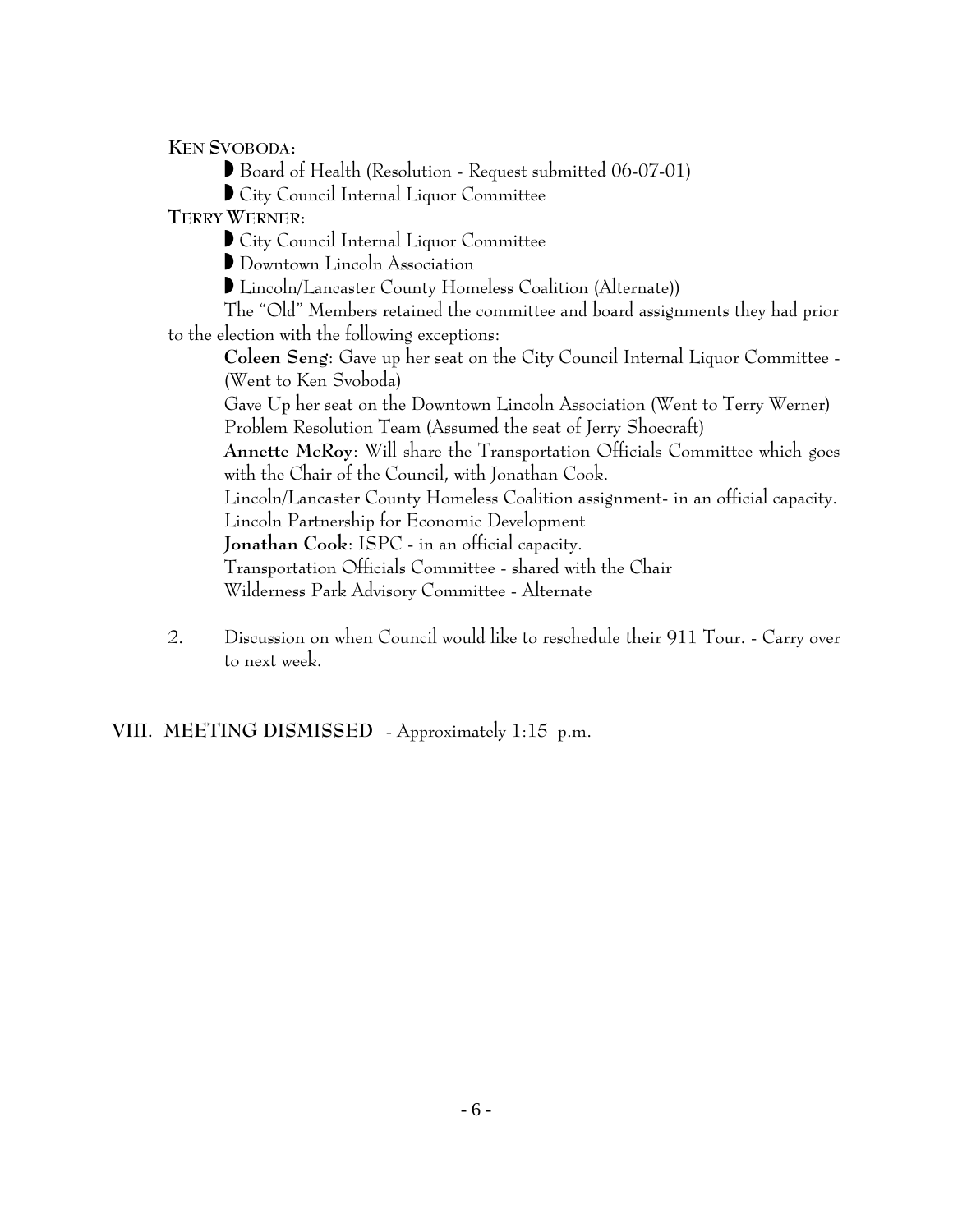**KEN SVOBODA:**

- Board of Health (Resolution - Request submitted 06-07-01)
- City Council Internal Liquor Committee

**TERRY WERNER:**

- City Council Internal Liquor Committee
- Downtown Lincoln Association
- Lincoln/Lancaster County Homeless Coalition (Alternate))

The "Old" Members retained the committee and board assignments they had prior to the election with the following exceptions:

**Coleen Seng**: Gave up her seat on the City Council Internal Liquor Committee - (Went to Ken Svoboda)
Gave Up her seat on the Downtown Lincoln Association (Went to Terry Werner)
Problem Resolution Team (Assumed the seat of Jerry Shoecraft)

**Annette McRoy**: Will share the Transportation Officials Committee which goes with the Chair of the Council, with Jonathan Cook.
Lincoln/Lancaster County Homeless Coalition assignment- in an official capacity.
Lincoln Partnership for Economic Development

**Jonathan Cook**: ISPC - in an official capacity.
Transportation Officials Committee - shared with the Chair
Wilderness Park Advisory Committee - Alternate

2. Discussion on when Council would like to reschedule their 911 Tour. - Carry over to next week.

## VIII. MEETING DISMISSED - Approximately 1:15 p.m.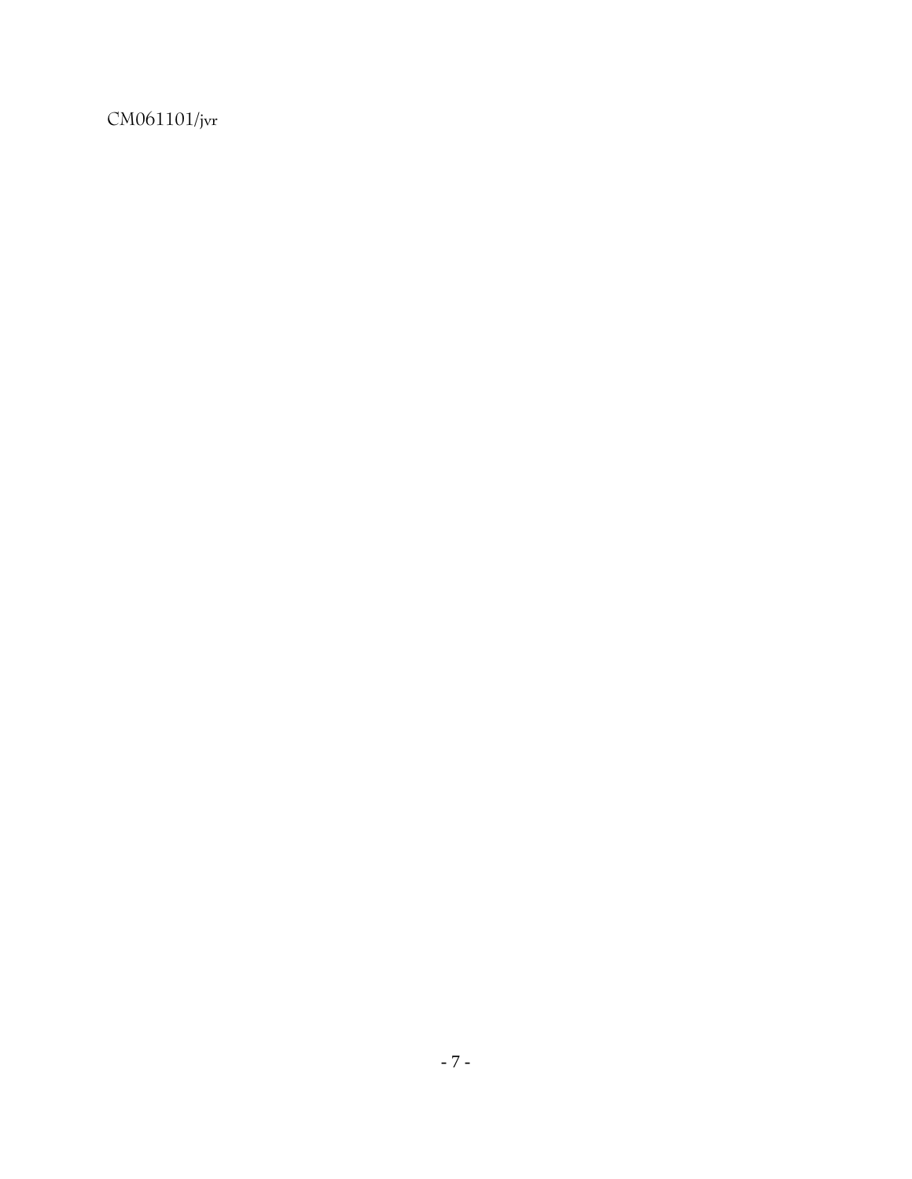CM061101/jvr